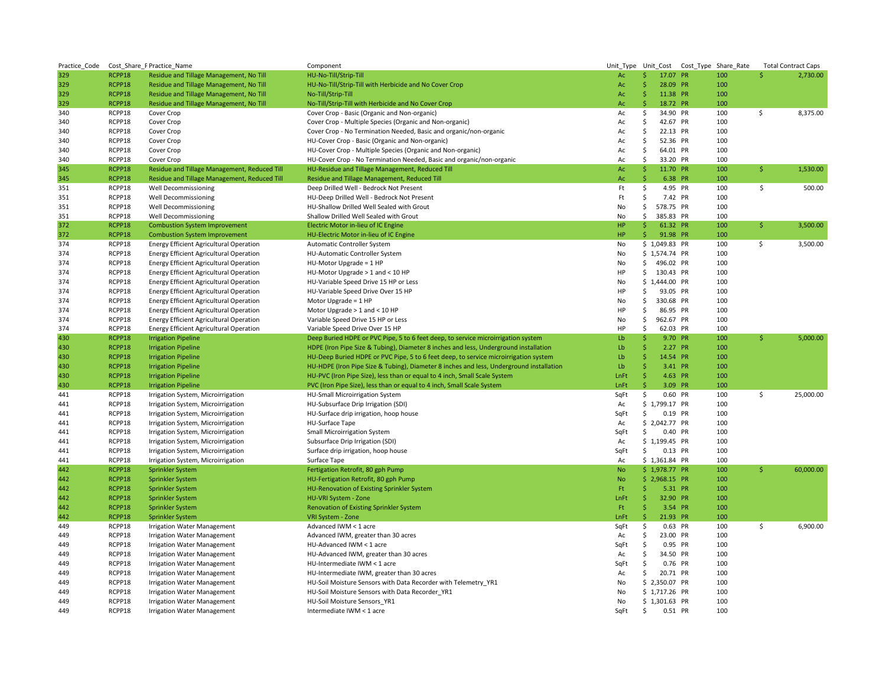| Practice_Code | Cost_Share_F | Practice_Name | Component | Unit_Type | Unit_Cost | Cost_Type | Share_Rate | Total Contract Caps |
|---|---|---|---|---|---|---|---|---|
| 329 | RCPP18 | Residue and Tillage Management, No Till | HU-No-Till/Strip-Till | Ac | $ 17.07 | PR | 100 | $ 2,730.00 |
| 329 | RCPP18 | Residue and Tillage Management, No Till | HU-No-Till/Strip-Till with Herbicide and No Cover Crop | Ac | $ 28.09 | PR | 100 | |
| 329 | RCPP18 | Residue and Tillage Management, No Till | No-Till/Strip-Till | Ac | $ 11.38 | PR | 100 | |
| 329 | RCPP18 | Residue and Tillage Management, No Till | No-Till/Strip-Till with Herbicide and No Cover Crop | Ac | $ 18.72 | PR | 100 | |
| 340 | RCPP18 | Cover Crop | Cover Crop - Basic (Organic and Non-organic) | Ac | $ 34.90 | PR | 100 | $ 8,375.00 |
| 340 | RCPP18 | Cover Crop | Cover Crop - Multiple Species (Organic and Non-organic) | Ac | $ 42.67 | PR | 100 | |
| 340 | RCPP18 | Cover Crop | Cover Crop - No Termination Needed, Basic and organic/non-organic | Ac | $ 22.13 | PR | 100 | |
| 340 | RCPP18 | Cover Crop | HU-Cover Crop - Basic (Organic and Non-organic) | Ac | $ 52.36 | PR | 100 | |
| 340 | RCPP18 | Cover Crop | HU-Cover Crop - Multiple Species (Organic and Non-organic) | Ac | $ 64.01 | PR | 100 | |
| 340 | RCPP18 | Cover Crop | HU-Cover Crop - No Termination Needed, Basic and organic/non-organic | Ac | $ 33.20 | PR | 100 | |
| 345 | RCPP18 | Residue and Tillage Management, Reduced Till | HU-Residue and Tillage Management, Reduced Till | Ac | $ 11.70 | PR | 100 | $ 1,530.00 |
| 345 | RCPP18 | Residue and Tillage Management, Reduced Till | Residue and Tillage Management, Reduced Till | Ac | $ 6.38 | PR | 100 | |
| 351 | RCPP18 | Well Decommissioning | Deep Drilled Well - Bedrock Not Present | Ft | $ 4.95 | PR | 100 | $ 500.00 |
| 351 | RCPP18 | Well Decommissioning | HU-Deep Drilled Well - Bedrock Not Present | Ft | $ 7.42 | PR | 100 | |
| 351 | RCPP18 | Well Decommissioning | HU-Shallow Drilled Well Sealed with Grout | No | $ 578.75 | PR | 100 | |
| 351 | RCPP18 | Well Decommissioning | Shallow Drilled Well Sealed with Grout | No | $ 385.83 | PR | 100 | |
| 372 | RCPP18 | Combustion System Improvement | Electric Motor in-lieu of IC Engine | HP | $ 61.32 | PR | 100 | $ 3,500.00 |
| 372 | RCPP18 | Combustion System Improvement | HU-Electric Motor in-lieu of IC Engine | HP | $ 91.98 | PR | 100 | |
| 374 | RCPP18 | Energy Efficient Agricultural Operation | Automatic Controller System | No | $ 1,049.83 | PR | 100 | $ 3,500.00 |
| 374 | RCPP18 | Energy Efficient Agricultural Operation | HU-Automatic Controller System | No | $ 1,574.74 | PR | 100 | |
| 374 | RCPP18 | Energy Efficient Agricultural Operation | HU-Motor Upgrade = 1 HP | No | $ 496.02 | PR | 100 | |
| 374 | RCPP18 | Energy Efficient Agricultural Operation | HU-Motor Upgrade > 1 and < 10 HP | HP | $ 130.43 | PR | 100 | |
| 374 | RCPP18 | Energy Efficient Agricultural Operation | HU-Variable Speed Drive 15 HP or Less | No | $ 1,444.00 | PR | 100 | |
| 374 | RCPP18 | Energy Efficient Agricultural Operation | HU-Variable Speed Drive Over 15 HP | HP | $ 93.05 | PR | 100 | |
| 374 | RCPP18 | Energy Efficient Agricultural Operation | Motor Upgrade = 1 HP | No | $ 330.68 | PR | 100 | |
| 374 | RCPP18 | Energy Efficient Agricultural Operation | Motor Upgrade > 1 and < 10 HP | HP | $ 86.95 | PR | 100 | |
| 374 | RCPP18 | Energy Efficient Agricultural Operation | Variable Speed Drive 15 HP or Less | No | $ 962.67 | PR | 100 | |
| 374 | RCPP18 | Energy Efficient Agricultural Operation | Variable Speed Drive Over 15 HP | HP | $ 62.03 | PR | 100 | |
| 430 | RCPP18 | Irrigation Pipeline | Deep Buried HDPE or PVC Pipe, 5 to 6 feet deep, to service microirrigation system | Lb | $ 9.70 | PR | 100 | $ 5,000.00 |
| 430 | RCPP18 | Irrigation Pipeline | HDPE (Iron Pipe Size & Tubing), Diameter 8 inches and less, Underground installation | Lb | $ 2.27 | PR | 100 | |
| 430 | RCPP18 | Irrigation Pipeline | HU-Deep Buried HDPE or PVC Pipe, 5 to 6 feet deep, to service microirrigation system | Lb | $ 14.54 | PR | 100 | |
| 430 | RCPP18 | Irrigation Pipeline | HU-HDPE (Iron Pipe Size & Tubing), Diameter 8 inches and less, Underground installation | Lb | $ 3.41 | PR | 100 | |
| 430 | RCPP18 | Irrigation Pipeline | HU-PVC (Iron Pipe Size), less than or equal to 4 inch, Small Scale System | LnFt | $ 4.63 | PR | 100 | |
| 430 | RCPP18 | Irrigation Pipeline | PVC (Iron Pipe Size), less than or equal to 4 inch, Small Scale System | LnFt | $ 3.09 | PR | 100 | |
| 441 | RCPP18 | Irrigation System, Microirrigation | HU-Small Microirrigation System | SqFt | $ 0.60 | PR | 100 | $ 25,000.00 |
| 441 | RCPP18 | Irrigation System, Microirrigation | HU-Subsurface Drip Irrigation (SDI) | Ac | $ 1,799.17 | PR | 100 | |
| 441 | RCPP18 | Irrigation System, Microirrigation | HU-Surface drip irrigation, hoop house | SqFt | $ 0.19 | PR | 100 | |
| 441 | RCPP18 | Irrigation System, Microirrigation | HU-Surface Tape | Ac | $ 2,042.77 | PR | 100 | |
| 441 | RCPP18 | Irrigation System, Microirrigation | Small Microirrigation System | SqFt | $ 0.40 | PR | 100 | |
| 441 | RCPP18 | Irrigation System, Microirrigation | Subsurface Drip Irrigation (SDI) | Ac | $ 1,199.45 | PR | 100 | |
| 441 | RCPP18 | Irrigation System, Microirrigation | Surface drip irrigation, hoop house | SqFt | $ 0.13 | PR | 100 | |
| 441 | RCPP18 | Irrigation System, Microirrigation | Surface Tape | Ac | $ 1,361.84 | PR | 100 | |
| 442 | RCPP18 | Sprinkler System | Fertigation Retrofit, 80 gph Pump | No | $ 1,978.77 | PR | 100 | $ 60,000.00 |
| 442 | RCPP18 | Sprinkler System | HU-Fertigation Retrofit, 80 gph Pump | No | $ 2,968.15 | PR | 100 | |
| 442 | RCPP18 | Sprinkler System | HU-Renovation of Existing Sprinkler System | Ft | $ 5.31 | PR | 100 | |
| 442 | RCPP18 | Sprinkler System | HU-VRI System - Zone | LnFt | $ 32.90 | PR | 100 | |
| 442 | RCPP18 | Sprinkler System | Renovation of Existing Sprinkler System | Ft | $ 3.54 | PR | 100 | |
| 442 | RCPP18 | Sprinkler System | VRI System - Zone | LnFt | $ 21.93 | PR | 100 | |
| 449 | RCPP18 | Irrigation Water Management | Advanced IWM < 1 acre | SqFt | $ 0.63 | PR | 100 | $ 6,900.00 |
| 449 | RCPP18 | Irrigation Water Management | Advanced IWM, greater than 30 acres | Ac | $ 23.00 | PR | 100 | |
| 449 | RCPP18 | Irrigation Water Management | HU-Advanced IWM < 1 acre | SqFt | $ 0.95 | PR | 100 | |
| 449 | RCPP18 | Irrigation Water Management | HU-Advanced IWM, greater than 30 acres | Ac | $ 34.50 | PR | 100 | |
| 449 | RCPP18 | Irrigation Water Management | HU-Intermediate IWM < 1 acre | SqFt | $ 0.76 | PR | 100 | |
| 449 | RCPP18 | Irrigation Water Management | HU-Intermediate IWM, greater than 30 acres | Ac | $ 20.71 | PR | 100 | |
| 449 | RCPP18 | Irrigation Water Management | HU-Soil Moisture Sensors with Data Recorder with Telemetry_YR1 | No | $ 2,350.07 | PR | 100 | |
| 449 | RCPP18 | Irrigation Water Management | HU-Soil Moisture Sensors with Data Recorder_YR1 | No | $ 1,717.26 | PR | 100 | |
| 449 | RCPP18 | Irrigation Water Management | HU-Soil Moisture Sensors_YR1 | No | $ 1,301.63 | PR | 100 | |
| 449 | RCPP18 | Irrigation Water Management | Intermediate IWM < 1 acre | SqFt | $ 0.51 | PR | 100 | |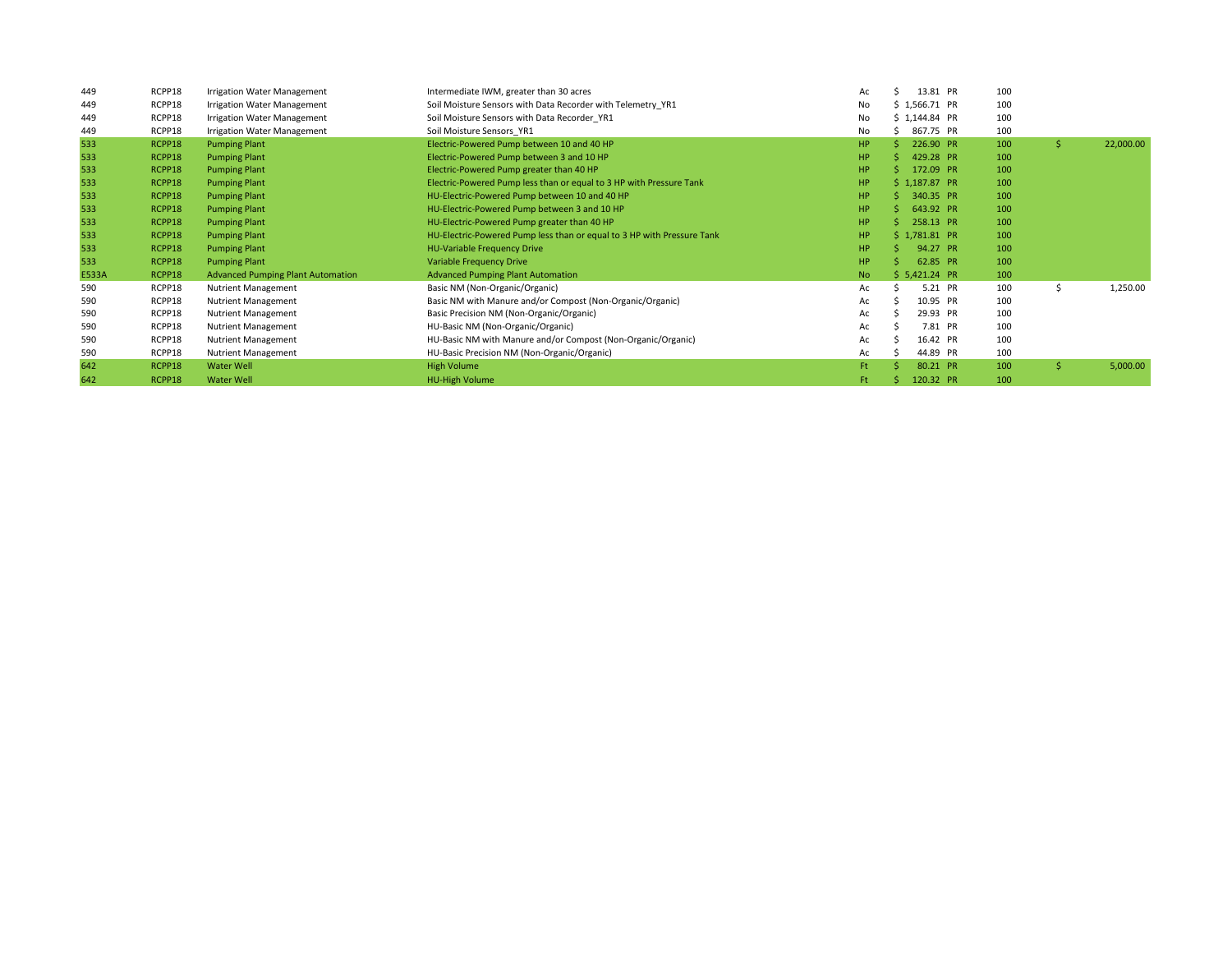| | | | | | | | | |
|---|---|---|---|---|---|---|---|---|
| 449 | RCPP18 | Irrigation Water Management | Intermediate IWM, greater than 30 acres | Ac | $ 13.81 | PR | 100 | |
| 449 | RCPP18 | Irrigation Water Management | Soil Moisture Sensors with Data Recorder with Telemetry_YR1 | No | $ 1,566.71 | PR | 100 | |
| 449 | RCPP18 | Irrigation Water Management | Soil Moisture Sensors with Data Recorder_YR1 | No | $ 1,144.84 | PR | 100 | |
| 449 | RCPP18 | Irrigation Water Management | Soil Moisture Sensors_YR1 | No | $ 867.75 | PR | 100 | |
| 533 | RCPP18 | Pumping Plant | Electric-Powered Pump between 10 and 40 HP | HP | $ 226.90 | PR | 100 | $ 22,000.00 |
| 533 | RCPP18 | Pumping Plant | Electric-Powered Pump between 3 and 10 HP | HP | $ 429.28 | PR | 100 | |
| 533 | RCPP18 | Pumping Plant | Electric-Powered Pump greater than 40 HP | HP | $ 172.09 | PR | 100 | |
| 533 | RCPP18 | Pumping Plant | Electric-Powered Pump less than or equal to 3 HP with Pressure Tank | HP | $ 1,187.87 | PR | 100 | |
| 533 | RCPP18 | Pumping Plant | HU-Electric-Powered Pump between 10 and 40 HP | HP | $ 340.35 | PR | 100 | |
| 533 | RCPP18 | Pumping Plant | HU-Electric-Powered Pump between 3 and 10 HP | HP | $ 643.92 | PR | 100 | |
| 533 | RCPP18 | Pumping Plant | HU-Electric-Powered Pump greater than 40 HP | HP | $ 258.13 | PR | 100 | |
| 533 | RCPP18 | Pumping Plant | HU-Electric-Powered Pump less than or equal to 3 HP with Pressure Tank | HP | $ 1,781.81 | PR | 100 | |
| 533 | RCPP18 | Pumping Plant | HU-Variable Frequency Drive | HP | $ 94.27 | PR | 100 | |
| 533 | RCPP18 | Pumping Plant | Variable Frequency Drive | HP | $ 62.85 | PR | 100 | |
| E533A | RCPP18 | Advanced Pumping Plant Automation | Advanced Pumping Plant Automation | No | $ 5,421.24 | PR | 100 | |
| 590 | RCPP18 | Nutrient Management | Basic NM (Non-Organic/Organic) | Ac | $ 5.21 | PR | 100 | $ 1,250.00 |
| 590 | RCPP18 | Nutrient Management | Basic NM with Manure and/or Compost (Non-Organic/Organic) | Ac | $ 10.95 | PR | 100 | |
| 590 | RCPP18 | Nutrient Management | Basic Precision NM (Non-Organic/Organic) | Ac | $ 29.93 | PR | 100 | |
| 590 | RCPP18 | Nutrient Management | HU-Basic NM (Non-Organic/Organic) | Ac | $ 7.81 | PR | 100 | |
| 590 | RCPP18 | Nutrient Management | HU-Basic NM with Manure and/or Compost (Non-Organic/Organic) | Ac | $ 16.42 | PR | 100 | |
| 590 | RCPP18 | Nutrient Management | HU-Basic Precision NM (Non-Organic/Organic) | Ac | $ 44.89 | PR | 100 | |
| 642 | RCPP18 | Water Well | High Volume | Ft | $ 80.21 | PR | 100 | $ 5,000.00 |
| 642 | RCPP18 | Water Well | HU-High Volume | Ft | $ 120.32 | PR | 100 | |